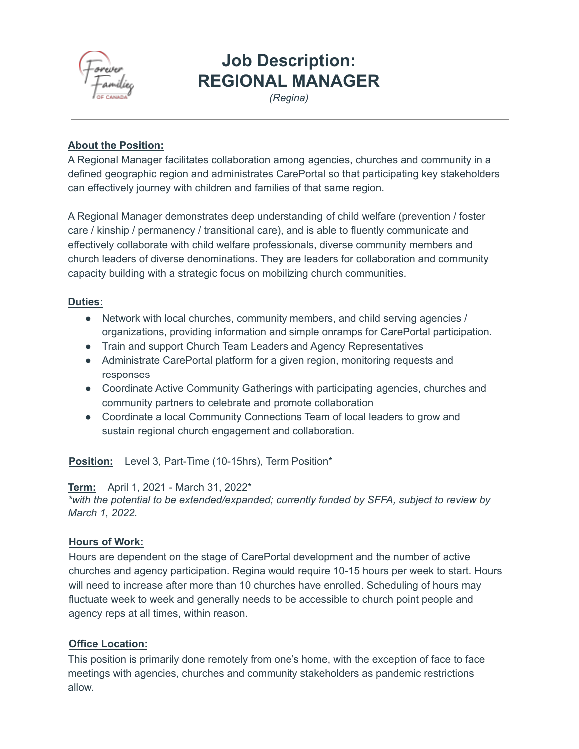# Job Description:
# REGIONAL MANAGER

*(Regina)*

---

**About the Position:**

A Regional Manager facilitates collaboration among agencies, churches and community in a defined geographic region and administrates CarePortal so that participating key stakeholders can effectively journey with children and families of that same region.

A Regional Manager demonstrates deep understanding of child welfare (prevention / foster care / kinship / permanency / transitional care), and is able to fluently communicate and effectively collaborate with child welfare professionals, diverse community members and church leaders of diverse denominations. They are leaders for collaboration and community capacity building with a strategic focus on mobilizing church communities.

**Duties:**

- Network with local churches, community members, and child serving agencies / organizations, providing information and simple onramps for CarePortal participation.
- Train and support Church Team Leaders and Agency Representatives
- Administrate CarePortal platform for a given region, monitoring requests and responses
- Coordinate Active Community Gatherings with participating agencies, churches and community partners to celebrate and promote collaboration
- Coordinate a local Community Connections Team of local leaders to grow and sustain regional church engagement and collaboration.

**Position:** Level 3, Part-Time (10-15hrs), Term Position*

**Term:** April 1, 2021 - March 31, 2022*

*\*with the potential to be extended/expanded; currently funded by SFFA, subject to review by March 1, 2022.*

**Hours of Work:**

Hours are dependent on the stage of CarePortal development and the number of active churches and agency participation. Regina would require 10-15 hours per week to start. Hours will need to increase after more than 10 churches have enrolled. Scheduling of hours may fluctuate week to week and generally needs to be accessible to church point people and agency reps at all times, within reason.

**Office Location:**

This position is primarily done remotely from one's home, with the exception of face to face meetings with agencies, churches and community stakeholders as pandemic restrictions allow.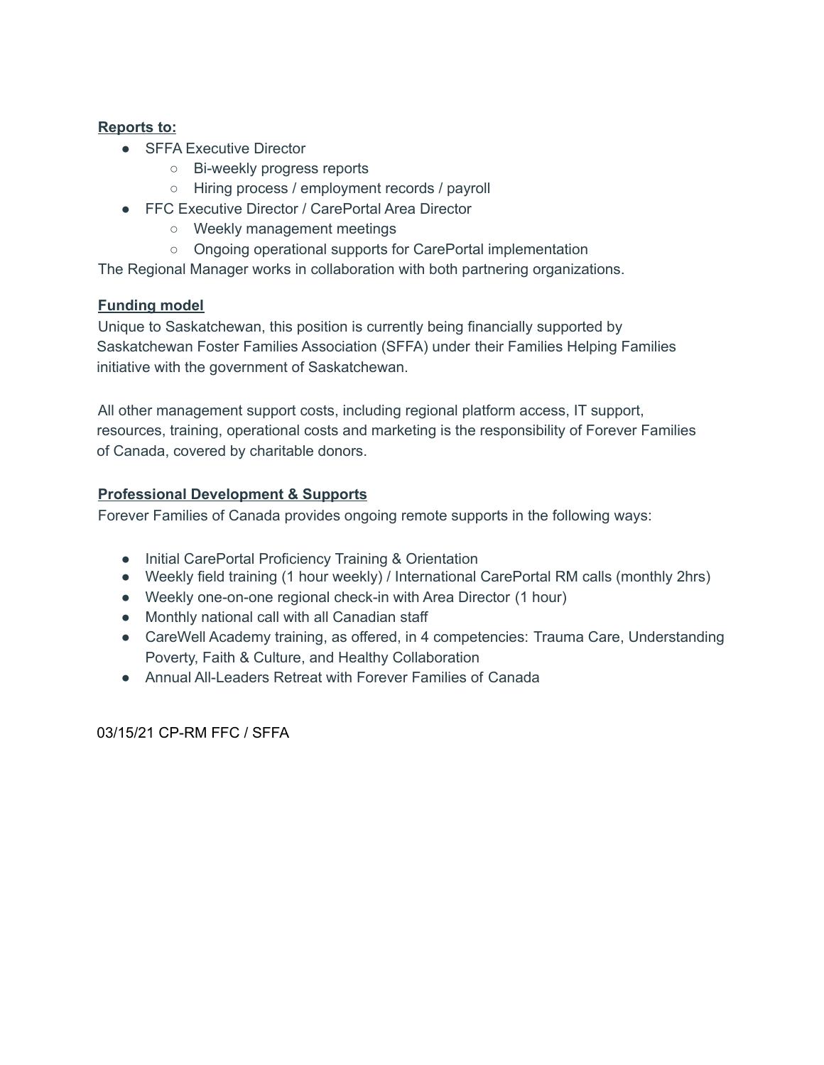**Reports to:**

- SFFA Executive Director
    - Bi-weekly progress reports
    - Hiring process / employment records / payroll
- FFC Executive Director / CarePortal Area Director
    - Weekly management meetings
    - Ongoing operational supports for CarePortal implementation

The Regional Manager works in collaboration with both partnering organizations.

**Funding model**

Unique to Saskatchewan, this position is currently being financially supported by Saskatchewan Foster Families Association (SFFA) under their Families Helping Families initiative with the government of Saskatchewan.

All other management support costs, including regional platform access, IT support, resources, training, operational costs and marketing is the responsibility of Forever Families of Canada, covered by charitable donors.

**Professional Development & Supports**

Forever Families of Canada provides ongoing remote supports in the following ways:

- Initial CarePortal Proficiency Training & Orientation
- Weekly field training (1 hour weekly) / International CarePortal RM calls (monthly 2hrs)
- Weekly one-on-one regional check-in with Area Director (1 hour)
- Monthly national call with all Canadian staff
- CareWell Academy training, as offered, in 4 competencies: Trauma Care, Understanding Poverty, Faith & Culture, and Healthy Collaboration
- Annual All-Leaders Retreat with Forever Families of Canada

03/15/21 CP-RM FFC / SFFA